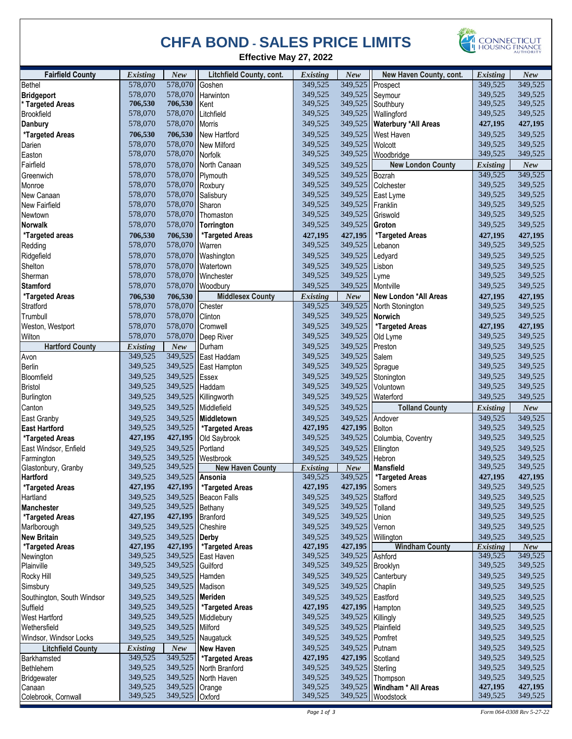# CHFA BOND - SALES PRICE LIMITS

**Effective May 27, 2022**

| Fairfield County | Existing | New |
|---|---|---|
| Bethel | 578,070 | 578,070 |
| **Bridgeport** | 578,070 | 578,070 |
| **\* Targeted Areas** | **706,530** | **706,530** |
| Brookfield | 578,070 | 578,070 |
| **Danbury** | 578,070 | 578,070 |
| **\*Targeted Areas** | **706,530** | **706,530** |
| Darien | 578,070 | 578,070 |
| Easton | 578,070 | 578,070 |
| Fairfield | 578,070 | 578,070 |
| Greenwich | 578,070 | 578,070 |
| Monroe | 578,070 | 578,070 |
| New Canaan | 578,070 | 578,070 |
| New Fairfield | 578,070 | 578,070 |
| Newtown | 578,070 | 578,070 |
| **Norwalk** | 578,070 | 578,070 |
| **\*Targeted areas** | **706,530** | **706,530** |
| Redding | 578,070 | 578,070 |
| Ridgefield | 578,070 | 578,070 |
| Shelton | 578,070 | 578,070 |
| Sherman | 578,070 | 578,070 |
| **Stamford** | 578,070 | 578,070 |
| **\*Targeted Areas** | **706,530** | **706,530** |
| Stratford | 578,070 | 578,070 |
| Trumbull | 578,070 | 578,070 |
| Weston, Westport | 578,070 | 578,070 |
| Wilton | 578,070 | 578,070 |

| Hartford County | Existing | New |
|---|---|---|
| Avon | 349,525 | 349,525 |
| Berlin | 349,525 | 349,525 |
| Bloomfield | 349,525 | 349,525 |
| Bristol | 349,525 | 349,525 |
| Burlington | 349,525 | 349,525 |
| Canton | 349,525 | 349,525 |
| East Granby | 349,525 | 349,525 |
| **East Hartford** | 349,525 | 349,525 |
| **\*Targeted Areas** | **427,195** | **427,195** |
| East Windsor, Enfield | 349,525 | 349,525 |
| Farmington | 349,525 | 349,525 |
| Glastonbury, Granby | 349,525 | 349,525 |
| **Hartford** | 349,525 | 349,525 |
| **\*Targeted Areas** | **427,195** | **427,195** |
| Hartland | 349,525 | 349,525 |
| **Manchester** | 349,525 | 349,525 |
| **\*Targeted Areas** | **427,195** | **427,195** |
| Marlborough | 349,525 | 349,525 |
| **New Britain** | 349,525 | 349,525 |
| **\*Targeted Areas** | **427,195** | **427,195** |
| Newington | 349,525 | 349,525 |
| Plainville | 349,525 | 349,525 |
| Rocky Hill | 349,525 | 349,525 |
| Simsbury | 349,525 | 349,525 |
| Southington, South Windsor | 349,525 | 349,525 |
| Suffield | 349,525 | 349,525 |
| West Hartford | 349,525 | 349,525 |
| Wethersfield | 349,525 | 349,525 |
| Windsor, Windsor Locks | 349,525 | 349,525 |

| Litchfield County | Existing | New |
|---|---|---|
| Barkhamsted | 349,525 | 349,525 |
| Bethlehem | 349,525 | 349,525 |
| Bridgewater | 349,525 | 349,525 |
| Canaan | 349,525 | 349,525 |
| Colebrook, Cornwall | 349,525 | 349,525 |
| Goshen | 349,525 | 349,525 |
| Harwinton | 349,525 | 349,525 |
| Kent | 349,525 | 349,525 |
| Litchfield | 349,525 | 349,525 |
| Morris | 349,525 | 349,525 |
| New Hartford | 349,525 | 349,525 |
| New Milford | 349,525 | 349,525 |
| Norfolk | 349,525 | 349,525 |
| North Canaan | 349,525 | 349,525 |
| Plymouth | 349,525 | 349,525 |
| Roxbury | 349,525 | 349,525 |
| Salisbury | 349,525 | 349,525 |
| Sharon | 349,525 | 349,525 |
| Thomaston | 349,525 | 349,525 |
| **Torrington** | 349,525 | 349,525 |
| **\*Targeted Areas** | **427,195** | **427,195** |
| Warren | 349,525 | 349,525 |
| Washington | 349,525 | 349,525 |
| Watertown | 349,525 | 349,525 |
| Winchester | 349,525 | 349,525 |
| Woodbury | 349,525 | 349,525 |

| Middlesex County | Existing | New |
|---|---|---|
| Chester | 349,525 | 349,525 |
| Clinton | 349,525 | 349,525 |
| Cromwell | 349,525 | 349,525 |
| Deep River | 349,525 | 349,525 |
| Durham | 349,525 | 349,525 |
| East Haddam | 349,525 | 349,525 |
| East Hampton | 349,525 | 349,525 |
| Essex | 349,525 | 349,525 |
| Haddam | 349,525 | 349,525 |
| Killingworth | 349,525 | 349,525 |
| Middlefield | 349,525 | 349,525 |
| **Middletown** | 349,525 | 349,525 |
| **\*Targeted Areas** | **427,195** | **427,195** |
| Old Saybrook | 349,525 | 349,525 |
| Portland | 349,525 | 349,525 |
| Westbrook | 349,525 | 349,525 |

| New Haven County | Existing | New |
|---|---|---|
| **Ansonia** | 349,525 | 349,525 |
| **\*Targeted Areas** | **427,195** | **427,195** |
| Beacon Falls | 349,525 | 349,525 |
| Bethany | 349,525 | 349,525 |
| Branford | 349,525 | 349,525 |
| Cheshire | 349,525 | 349,525 |
| **Derby** | 349,525 | 349,525 |
| **\*Targeted Areas** | **427,195** | **427,195** |
| East Haven | 349,525 | 349,525 |
| Guilford | 349,525 | 349,525 |
| Hamden | 349,525 | 349,525 |
| Madison | 349,525 | 349,525 |
| **Meriden** | 349,525 | 349,525 |
| **\*Targeted Areas** | **427,195** | **427,195** |
| Middlebury | 349,525 | 349,525 |
| Milford | 349,525 | 349,525 |
| Naugatuck | 349,525 | 349,525 |
| **New Haven** | 349,525 | 349,525 |
| **\*Targeted Areas** | **427,195** | **427,195** |
| North Branford | 349,525 | 349,525 |
| North Haven | 349,525 | 349,525 |
| Orange | 349,525 | 349,525 |
| Oxford | 349,525 | 349,525 |
| Prospect | 349,525 | 349,525 |
| Seymour | 349,525 | 349,525 |
| Southbury | 349,525 | 349,525 |
| Wallingford | 349,525 | 349,525 |
| **Waterbury \*All Areas** | **427,195** | **427,195** |
| West Haven | 349,525 | 349,525 |
| Wolcott | 349,525 | 349,525 |
| Woodbridge | 349,525 | 349,525 |

| New London County | Existing | New |
|---|---|---|
| Bozrah | 349,525 | 349,525 |
| Colchester | 349,525 | 349,525 |
| East Lyme | 349,525 | 349,525 |
| Franklin | 349,525 | 349,525 |
| Griswold | 349,525 | 349,525 |
| **Groton** | 349,525 | 349,525 |
| **\*Targeted Areas** | **427,195** | **427,195** |
| Lebanon | 349,525 | 349,525 |
| Ledyard | 349,525 | 349,525 |
| Lisbon | 349,525 | 349,525 |
| Lyme | 349,525 | 349,525 |
| Montville | 349,525 | 349,525 |
| **New London \*All Areas** | **427,195** | **427,195** |
| North Stonington | 349,525 | 349,525 |
| **Norwich** | 349,525 | 349,525 |
| **\*Targeted Areas** | **427,195** | **427,195** |
| Old Lyme | 349,525 | 349,525 |
| Preston | 349,525 | 349,525 |
| Salem | 349,525 | 349,525 |
| Sprague | 349,525 | 349,525 |
| Stonington | 349,525 | 349,525 |
| Voluntown | 349,525 | 349,525 |
| Waterford | 349,525 | 349,525 |

| Tolland County | Existing | New |
|---|---|---|
| Andover | 349,525 | 349,525 |
| Bolton | 349,525 | 349,525 |
| Columbia, Coventry | 349,525 | 349,525 |
| Ellington | 349,525 | 349,525 |
| Hebron | 349,525 | 349,525 |
| **Mansfield** | 349,525 | 349,525 |
| **\*Targeted Areas** | **427,195** | **427,195** |
| Somers | 349,525 | 349,525 |
| Stafford | 349,525 | 349,525 |
| Tolland | 349,525 | 349,525 |
| Union | 349,525 | 349,525 |
| Vernon | 349,525 | 349,525 |
| Willington | 349,525 | 349,525 |

| Windham County | Existing | New |
|---|---|---|
| Ashford | 349,525 | 349,525 |
| Brooklyn | 349,525 | 349,525 |
| Canterbury | 349,525 | 349,525 |
| Chaplin | 349,525 | 349,525 |
| Eastford | 349,525 | 349,525 |
| Hampton | 349,525 | 349,525 |
| Killingly | 349,525 | 349,525 |
| Plainfield | 349,525 | 349,525 |
| Pomfret | 349,525 | 349,525 |
| Putnam | 349,525 | 349,525 |
| Scotland | 349,525 | 349,525 |
| Sterling | 349,525 | 349,525 |
| Thompson | 349,525 | 349,525 |
| **Windham \* All Areas** | **427,195** | **427,195** |
| Woodstock | 349,525 | 349,525 |

*Form 064-0308 Rev 5-27-22*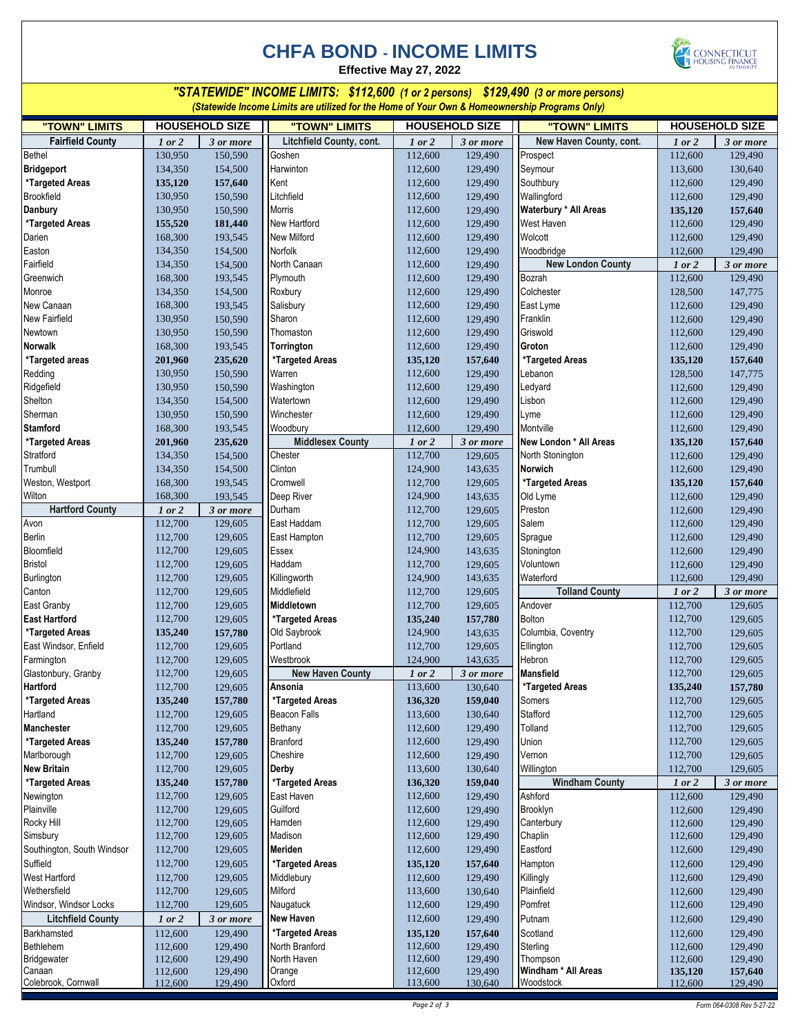# CHFA BOND - INCOME LIMITS

**Effective May 27, 2022**

***"STATEWIDE" INCOME LIMITS: $112,600 (1 or 2 persons) $129,490 (3 or more persons)***

*(Statewide Income Limits are utilized for the Home of Your Own & Homeownership Programs Only)*

| "TOWN" LIMITS | HOUSEHOLD SIZE | |
|---|---|---|
| **Fairfield County** | *1 or 2* | *3 or more* |
| Bethel | 130,950 | 150,590 |
| **Bridgeport** | 134,350 | 154,500 |
| **\*Targeted Areas** | **135,120** | **157,640** |
| Brookfield | 130,950 | 150,590 |
| **Danbury** | 130,950 | 150,590 |
| **\*Targeted Areas** | **155,520** | **181,440** |
| Darien | 168,300 | 193,545 |
| Easton | 134,350 | 154,500 |
| Fairfield | 134,350 | 154,500 |
| Greenwich | 168,300 | 193,545 |
| Monroe | 134,350 | 154,500 |
| New Canaan | 168,300 | 193,545 |
| New Fairfield | 130,950 | 150,590 |
| Newtown | 130,950 | 150,590 |
| **Norwalk** | 168,300 | 193,545 |
| **\*Targeted areas** | **201,960** | **235,620** |
| Redding | 130,950 | 150,590 |
| Ridgefield | 130,950 | 150,590 |
| Shelton | 134,350 | 154,500 |
| Sherman | 130,950 | 150,590 |
| **Stamford** | 168,300 | 193,545 |
| **\*Targeted Areas** | **201,960** | **235,620** |
| Stratford | 134,350 | 154,500 |
| Trumbull | 134,350 | 154,500 |
| Weston, Westport | 168,300 | 193,545 |
| Wilton | 168,300 | 193,545 |
| **Hartford County** | *1 or 2* | *3 or more* |
| Avon | 112,700 | 129,605 |
| Berlin | 112,700 | 129,605 |
| Bloomfield | 112,700 | 129,605 |
| Bristol | 112,700 | 129,605 |
| Burlington | 112,700 | 129,605 |
| Canton | 112,700 | 129,605 |
| East Granby | 112,700 | 129,605 |
| **East Hartford** | 112,700 | 129,605 |
| **\*Targeted Areas** | **135,240** | **157,780** |
| East Windsor, Enfield | 112,700 | 129,605 |
| Farmington | 112,700 | 129,605 |
| Glastonbury, Granby | 112,700 | 129,605 |
| **Hartford** | 112,700 | 129,605 |
| **\*Targeted Areas** | **135,240** | **157,780** |
| Hartland | 112,700 | 129,605 |
| **Manchester** | 112,700 | 129,605 |
| **\*Targeted Areas** | **135,240** | **157,780** |
| Marlborough | 112,700 | 129,605 |
| **New Britain** | 112,700 | 129,605 |
| **\*Targeted Areas** | **135,240** | **157,780** |
| Newington | 112,700 | 129,605 |
| Plainville | 112,700 | 129,605 |
| Rocky Hill | 112,700 | 129,605 |
| Simsbury | 112,700 | 129,605 |
| Southington, South Windsor | 112,700 | 129,605 |
| Suffield | 112,700 | 129,605 |
| West Hartford | 112,700 | 129,605 |
| Wethersfield | 112,700 | 129,605 |
| Windsor, Windsor Locks | 112,700 | 129,605 |
| **Litchfield County** | *1 or 2* | *3 or more* |
| Barkhamsted | 112,600 | 129,490 |
| Bethlehem | 112,600 | 129,490 |
| Bridgewater | 112,600 | 129,490 |
| Canaan | 112,600 | 129,490 |
| Colebrook, Cornwall | 112,600 | 129,490 |
| **Litchfield County, cont.** | *1 or 2* | *3 or more* |
| Goshen | 112,600 | 129,490 |
| Harwinton | 112,600 | 129,490 |
| Kent | 112,600 | 129,490 |
| Litchfield | 112,600 | 129,490 |
| Morris | 112,600 | 129,490 |
| New Hartford | 112,600 | 129,490 |
| New Milford | 112,600 | 129,490 |
| Norfolk | 112,600 | 129,490 |
| North Canaan | 112,600 | 129,490 |
| Plymouth | 112,600 | 129,490 |
| Roxbury | 112,600 | 129,490 |
| Salisbury | 112,600 | 129,490 |
| Sharon | 112,600 | 129,490 |
| Thomaston | 112,600 | 129,490 |
| **Torrington** | 112,600 | 129,490 |
| **\*Targeted Areas** | **135,120** | **157,640** |
| Warren | 112,600 | 129,490 |
| Washington | 112,600 | 129,490 |
| Watertown | 112,600 | 129,490 |
| Winchester | 112,600 | 129,490 |
| Woodbury | 112,600 | 129,490 |
| **Middlesex County** | *1 or 2* | *3 or more* |
| Chester | 112,700 | 129,605 |
| Clinton | 124,900 | 143,635 |
| Cromwell | 112,700 | 129,605 |
| Deep River | 124,900 | 143,635 |
| Durham | 112,700 | 129,605 |
| East Haddam | 112,700 | 129,605 |
| East Hampton | 112,700 | 129,605 |
| Essex | 124,900 | 143,635 |
| Haddam | 112,700 | 129,605 |
| Killingworth | 124,900 | 143,635 |
| Middlefield | 112,700 | 129,605 |
| **Middletown** | 112,700 | 129,605 |
| **\*Targeted Areas** | **135,240** | **157,780** |
| Old Saybrook | 124,900 | 143,635 |
| Portland | 112,700 | 129,605 |
| Westbrook | 124,900 | 143,635 |
| **New Haven County** | *1 or 2* | *3 or more* |
| **Ansonia** | 113,600 | 130,640 |
| **\*Targeted Areas** | **136,320** | **159,040** |
| Beacon Falls | 113,600 | 130,640 |
| Bethany | 112,600 | 129,490 |
| Branford | 112,600 | 129,490 |
| Cheshire | 112,600 | 129,490 |
| **Derby** | 113,600 | 130,640 |
| **\*Targeted Areas** | **136,320** | **159,040** |
| East Haven | 112,600 | 129,490 |
| Guilford | 112,600 | 129,490 |
| Hamden | 112,600 | 129,490 |
| Madison | 112,600 | 129,490 |
| **Meriden** | 112,600 | 129,490 |
| **\*Targeted Areas** | **135,120** | **157,640** |
| Middlebury | 112,600 | 129,490 |
| Milford | 113,600 | 130,640 |
| Naugatuck | 112,600 | 129,490 |
| **New Haven** | 112,600 | 129,490 |
| **\*Targeted Areas** | **135,120** | **157,640** |
| North Branford | 112,600 | 129,490 |
| North Haven | 112,600 | 129,490 |
| Orange | 112,600 | 129,490 |
| Oxford | 113,600 | 130,640 |
| **New Haven County, cont.** | *1 or 2* | *3 or more* |
| Prospect | 112,600 | 129,490 |
| Seymour | 113,600 | 130,640 |
| Southbury | 112,600 | 129,490 |
| Wallingford | 112,600 | 129,490 |
| **Waterbury \* All Areas** | **135,120** | **157,640** |
| West Haven | 112,600 | 129,490 |
| Wolcott | 112,600 | 129,490 |
| Woodbridge | 112,600 | 129,490 |
| **New London County** | *1 or 2* | *3 or more* |
| Bozrah | 112,600 | 129,490 |
| Colchester | 128,500 | 147,775 |
| East Lyme | 112,600 | 129,490 |
| Franklin | 112,600 | 129,490 |
| Griswold | 112,600 | 129,490 |
| **Groton** | 112,600 | 129,490 |
| **\*Targeted Areas** | **135,120** | **157,640** |
| Lebanon | 128,500 | 147,775 |
| Ledyard | 112,600 | 129,490 |
| Lisbon | 112,600 | 129,490 |
| Lyme | 112,600 | 129,490 |
| Montville | 112,600 | 129,490 |
| **New London \* All Areas** | **135,120** | **157,640** |
| North Stonington | 112,600 | 129,490 |
| **Norwich** | 112,600 | 129,490 |
| **\*Targeted Areas** | **135,120** | **157,640** |
| Old Lyme | 112,600 | 129,490 |
| Preston | 112,600 | 129,490 |
| Salem | 112,600 | 129,490 |
| Sprague | 112,600 | 129,490 |
| Stonington | 112,600 | 129,490 |
| Voluntown | 112,600 | 129,490 |
| Waterford | 112,600 | 129,490 |
| **Tolland County** | *1 or 2* | *3 or more* |
| Andover | 112,700 | 129,605 |
| Bolton | 112,700 | 129,605 |
| Columbia, Coventry | 112,700 | 129,605 |
| Ellington | 112,700 | 129,605 |
| Hebron | 112,700 | 129,605 |
| **Mansfield** | 112,700 | 129,605 |
| **\*Targeted Areas** | **135,240** | **157,780** |
| Somers | 112,700 | 129,605 |
| Stafford | 112,700 | 129,605 |
| Tolland | 112,700 | 129,605 |
| Union | 112,700 | 129,605 |
| Vernon | 112,700 | 129,605 |
| Willington | 112,700 | 129,605 |
| **Windham County** | *1 or 2* | *3 or more* |
| Ashford | 112,600 | 129,490 |
| Brooklyn | 112,600 | 129,490 |
| Canterbury | 112,600 | 129,490 |
| Chaplin | 112,600 | 129,490 |
| Eastford | 112,600 | 129,490 |
| Hampton | 112,600 | 129,490 |
| Killingly | 112,600 | 129,490 |
| Plainfield | 112,600 | 129,490 |
| Pomfret | 112,600 | 129,490 |
| Putnam | 112,600 | 129,490 |
| Scotland | 112,600 | 129,490 |
| Sterling | 112,600 | 129,490 |
| Thompson | 112,600 | 129,490 |
| **Windham \* All Areas** | **135,120** | **157,640** |
| Woodstock | 112,600 | 129,490 |

Form 064-0308 Rev 5-27-22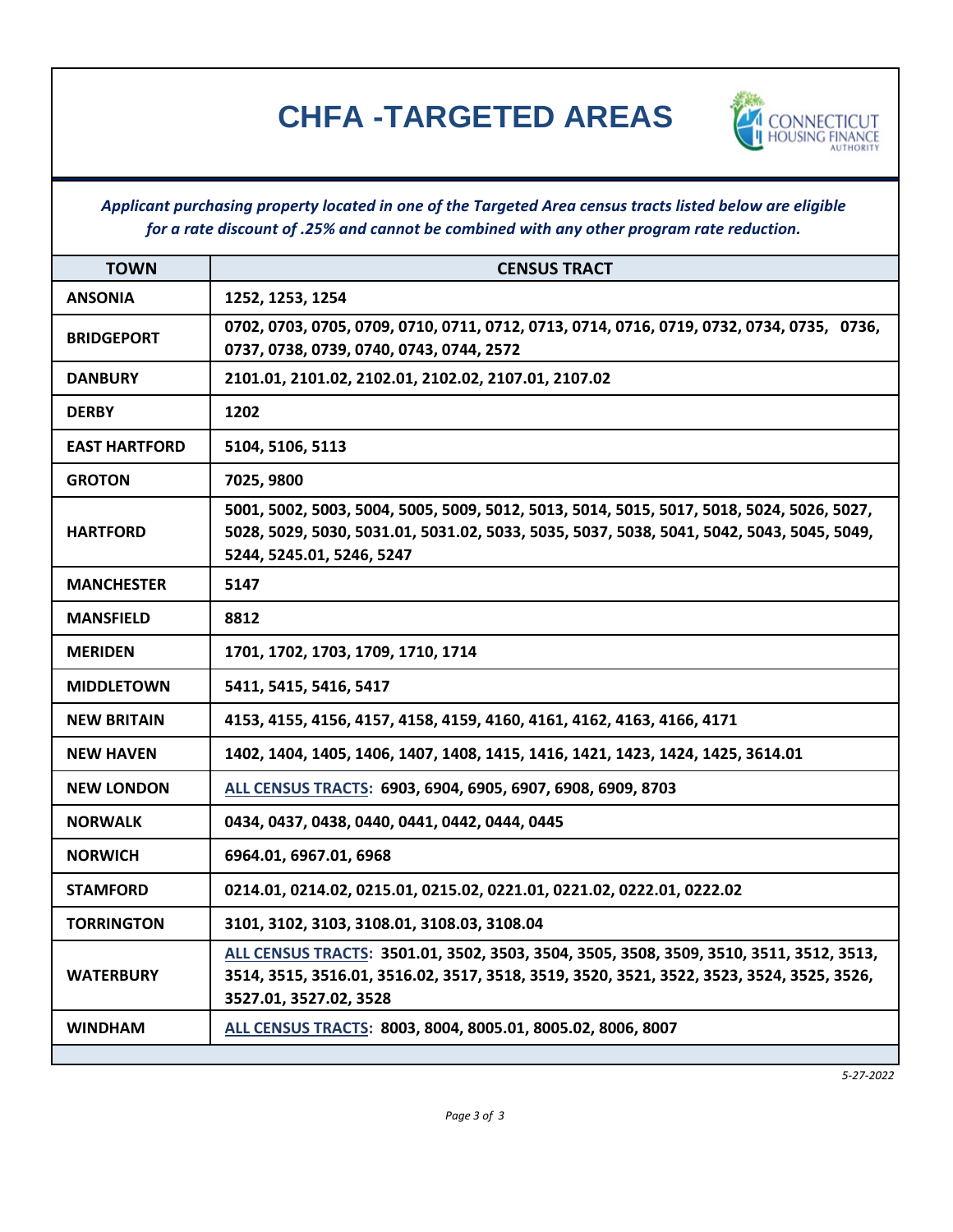# CHFA -TARGETED AREAS

CONNECTICUT HOUSING FINANCE AUTHORITY

***Applicant purchasing property located in one of the Targeted Area census tracts listed below are eligible for a rate discount of .25% and cannot be combined with any other program rate reduction.***

| TOWN | CENSUS TRACT |
|---|---|
| **ANSONIA** | **1252, 1253, 1254** |
| **BRIDGEPORT** | **0702, 0703, 0705, 0709, 0710, 0711, 0712, 0713, 0714, 0716, 0719, 0732, 0734, 0735, 0736, 0737, 0738, 0739, 0740, 0743, 0744, 2572** |
| **DANBURY** | **2101.01, 2101.02, 2102.01, 2102.02, 2107.01, 2107.02** |
| **DERBY** | **1202** |
| **EAST HARTFORD** | **5104, 5106, 5113** |
| **GROTON** | **7025, 9800** |
| **HARTFORD** | **5001, 5002, 5003, 5004, 5005, 5009, 5012, 5013, 5014, 5015, 5017, 5018, 5024, 5026, 5027, 5028, 5029, 5030, 5031.01, 5031.02, 5033, 5035, 5037, 5038, 5041, 5042, 5043, 5045, 5049, 5244, 5245.01, 5246, 5247** |
| **MANCHESTER** | **5147** |
| **MANSFIELD** | **8812** |
| **MERIDEN** | **1701, 1702, 1703, 1709, 1710, 1714** |
| **MIDDLETOWN** | **5411, 5415, 5416, 5417** |
| **NEW BRITAIN** | **4153, 4155, 4156, 4157, 4158, 4159, 4160, 4161, 4162, 4163, 4166, 4171** |
| **NEW HAVEN** | **1402, 1404, 1405, 1406, 1407, 1408, 1415, 1416, 1421, 1423, 1424, 1425, 3614.01** |
| **NEW LONDON** | **ALL CENSUS TRACTS: 6903, 6904, 6905, 6907, 6908, 6909, 8703** |
| **NORWALK** | **0434, 0437, 0438, 0440, 0441, 0442, 0444, 0445** |
| **NORWICH** | **6964.01, 6967.01, 6968** |
| **STAMFORD** | **0214.01, 0214.02, 0215.01, 0215.02, 0221.01, 0221.02, 0222.01, 0222.02** |
| **TORRINGTON** | **3101, 3102, 3103, 3108.01, 3108.03, 3108.04** |
| **WATERBURY** | **ALL CENSUS TRACTS: 3501.01, 3502, 3503, 3504, 3505, 3508, 3509, 3510, 3511, 3512, 3513, 3514, 3515, 3516.01, 3516.02, 3517, 3518, 3519, 3520, 3521, 3522, 3523, 3524, 3525, 3526, 3527.01, 3527.02, 3528** |
| **WINDHAM** | **ALL CENSUS TRACTS: 8003, 8004, 8005.01, 8005.02, 8006, 8007** |

*5-27-2022*